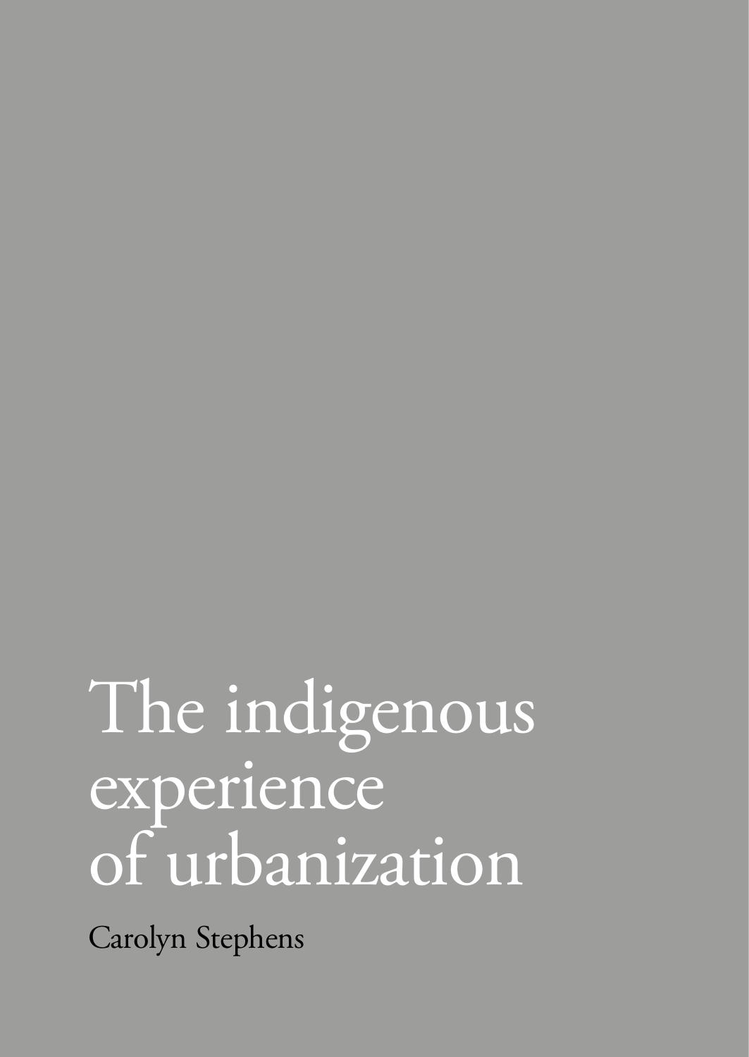# The indigenous experience of urbanization

Carolyn Stephens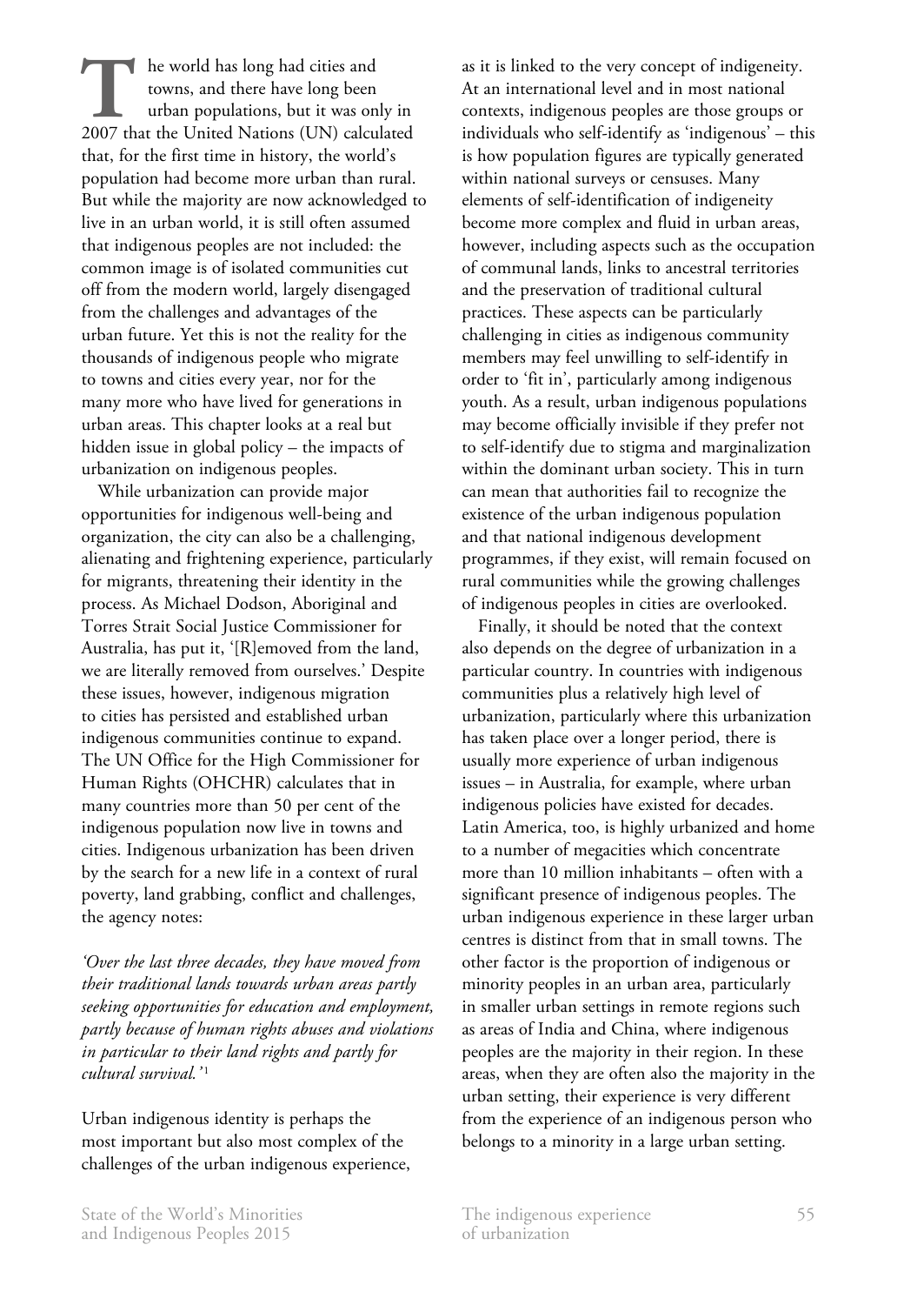The world has long had cities and towns, and there have long been urban populations, but it was only in 2007 that the United Nations (UN) calculated that, for the first time in history, the world's population had become more urban than rural. But while the majority are now acknowledged to live in an urban world, it is still often assumed that indigenous peoples are not included: the common image is of isolated communities cut off from the modern world, largely disengaged from the challenges and advantages of the urban future. Yet this is not the reality for the thousands of indigenous people who migrate to towns and cities every year, nor for the many more who have lived for generations in urban areas. This chapter looks at a real but hidden issue in global policy – the impacts of urbanization on indigenous peoples.

While urbanization can provide major opportunities for indigenous well-being and organization, the city can also be a challenging, alienating and frightening experience, particularly for migrants, threatening their identity in the process. As Michael Dodson, Aboriginal and Torres Strait Social Justice Commissioner for Australia, has put it, '[R]emoved from the land, we are literally removed from ourselves.' Despite these issues, however, indigenous migration to cities has persisted and established urban indigenous communities continue to expand. The UN Office for the High Commissioner for Human Rights (OHCHR) calculates that in many countries more than 50 per cent of the indigenous population now live in towns and cities. Indigenous urbanization has been driven by the search for a new life in a context of rural poverty, land grabbing, conflict and challenges, the agency notes:

*'Over the last three decades, they have moved from their traditional lands towards urban areas partly seeking opportunities for education and employment, partly because of human rights abuses and violations in particular to their land rights and partly for cultural survival.'*[1]

Urban indigenous identity is perhaps the most important but also most complex of the challenges of the urban indigenous experience, as it is linked to the very concept of indigeneity. At an international level and in most national contexts, indigenous peoples are those groups or individuals who self-identify as 'indigenous' – this is how population figures are typically generated within national surveys or censuses. Many elements of self-identification of indigeneity become more complex and fluid in urban areas, however, including aspects such as the occupation of communal lands, links to ancestral territories and the preservation of traditional cultural practices. These aspects can be particularly challenging in cities as indigenous community members may feel unwilling to self-identify in order to 'fit in', particularly among indigenous youth. As a result, urban indigenous populations may become officially invisible if they prefer not to self-identify due to stigma and marginalization within the dominant urban society. This in turn can mean that authorities fail to recognize the existence of the urban indigenous population and that national indigenous development programmes, if they exist, will remain focused on rural communities while the growing challenges of indigenous peoples in cities are overlooked.

Finally, it should be noted that the context also depends on the degree of urbanization in a particular country. In countries with indigenous communities plus a relatively high level of urbanization, particularly where this urbanization has taken place over a longer period, there is usually more experience of urban indigenous issues – in Australia, for example, where urban indigenous policies have existed for decades. Latin America, too, is highly urbanized and home to a number of megacities which concentrate more than 10 million inhabitants – often with a significant presence of indigenous peoples. The urban indigenous experience in these larger urban centres is distinct from that in small towns. The other factor is the proportion of indigenous or minority peoples in an urban area, particularly in smaller urban settings in remote regions such as areas of India and China, where indigenous peoples are the majority in their region. In these areas, when they are often also the majority in the urban setting, their experience is very different from the experience of an indigenous person who belongs to a minority in a large urban setting.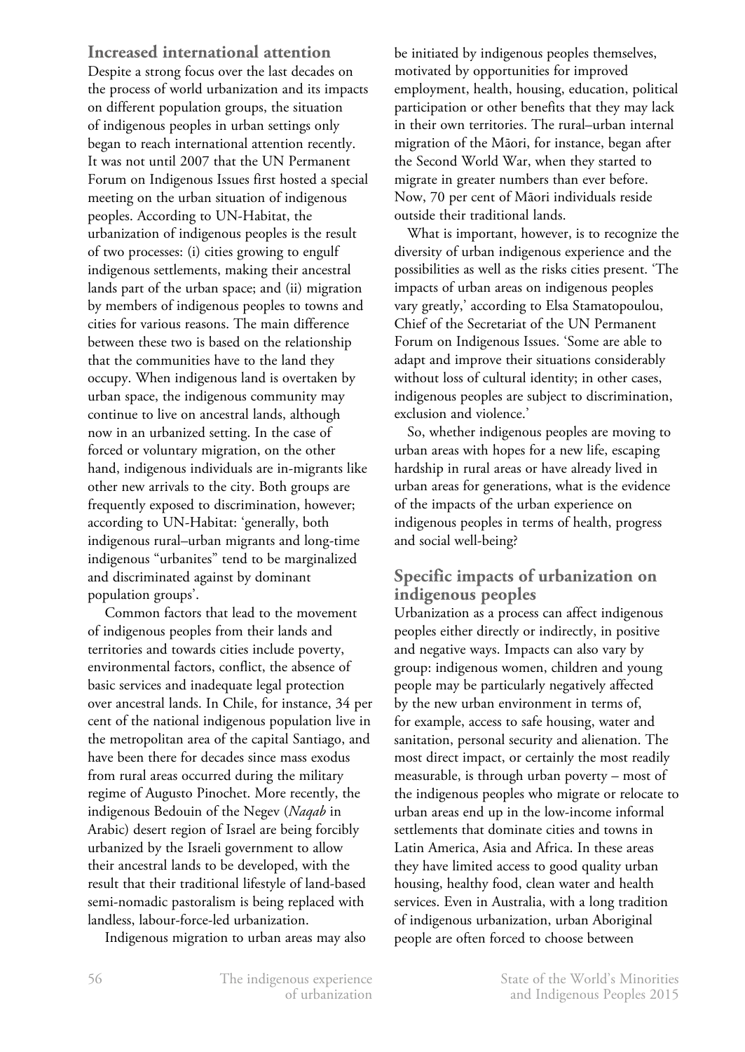## Increased international attention

Despite a strong focus over the last decades on the process of world urbanization and its impacts on different population groups, the situation of indigenous peoples in urban settings only began to reach international attention recently. It was not until 2007 that the UN Permanent Forum on Indigenous Issues first hosted a special meeting on the urban situation of indigenous peoples. According to UN-Habitat, the urbanization of indigenous peoples is the result of two processes: (i) cities growing to engulf indigenous settlements, making their ancestral lands part of the urban space; and (ii) migration by members of indigenous peoples to towns and cities for various reasons. The main difference between these two is based on the relationship that the communities have to the land they occupy. When indigenous land is overtaken by urban space, the indigenous community may continue to live on ancestral lands, although now in an urbanized setting. In the case of forced or voluntary migration, on the other hand, indigenous individuals are in-migrants like other new arrivals to the city. Both groups are frequently exposed to discrimination, however; according to UN-Habitat: 'generally, both indigenous rural–urban migrants and long-time indigenous "urbanites" tend to be marginalized and discriminated against by dominant population groups'.

Common factors that lead to the movement of indigenous peoples from their lands and territories and towards cities include poverty, environmental factors, conflict, the absence of basic services and inadequate legal protection over ancestral lands. In Chile, for instance, 34 per cent of the national indigenous population live in the metropolitan area of the capital Santiago, and have been there for decades since mass exodus from rural areas occurred during the military regime of Augusto Pinochet. More recently, the indigenous Bedouin of the Negev (*Naqab* in Arabic) desert region of Israel are being forcibly urbanized by the Israeli government to allow their ancestral lands to be developed, with the result that their traditional lifestyle of land-based semi-nomadic pastoralism is being replaced with landless, labour-force-led urbanization.

Indigenous migration to urban areas may also be initiated by indigenous peoples themselves, motivated by opportunities for improved employment, health, housing, education, political participation or other benefits that they may lack in their own territories. The rural–urban internal migration of the Māori, for instance, began after the Second World War, when they started to migrate in greater numbers than ever before. Now, 70 per cent of Māori individuals reside outside their traditional lands.

What is important, however, is to recognize the diversity of urban indigenous experience and the possibilities as well as the risks cities present. 'The impacts of urban areas on indigenous peoples vary greatly,' according to Elsa Stamatopoulou, Chief of the Secretariat of the UN Permanent Forum on Indigenous Issues. 'Some are able to adapt and improve their situations considerably without loss of cultural identity; in other cases, indigenous peoples are subject to discrimination, exclusion and violence.'

So, whether indigenous peoples are moving to urban areas with hopes for a new life, escaping hardship in rural areas or have already lived in urban areas for generations, what is the evidence of the impacts of the urban experience on indigenous peoples in terms of health, progress and social well-being?

## Specific impacts of urbanization on indigenous peoples

Urbanization as a process can affect indigenous peoples either directly or indirectly, in positive and negative ways. Impacts can also vary by group: indigenous women, children and young people may be particularly negatively affected by the new urban environment in terms of, for example, access to safe housing, water and sanitation, personal security and alienation. The most direct impact, or certainly the most readily measurable, is through urban poverty – most of the indigenous peoples who migrate or relocate to urban areas end up in the low-income informal settlements that dominate cities and towns in Latin America, Asia and Africa. In these areas they have limited access to good quality urban housing, healthy food, clean water and health services. Even in Australia, with a long tradition of indigenous urbanization, urban Aboriginal people are often forced to choose between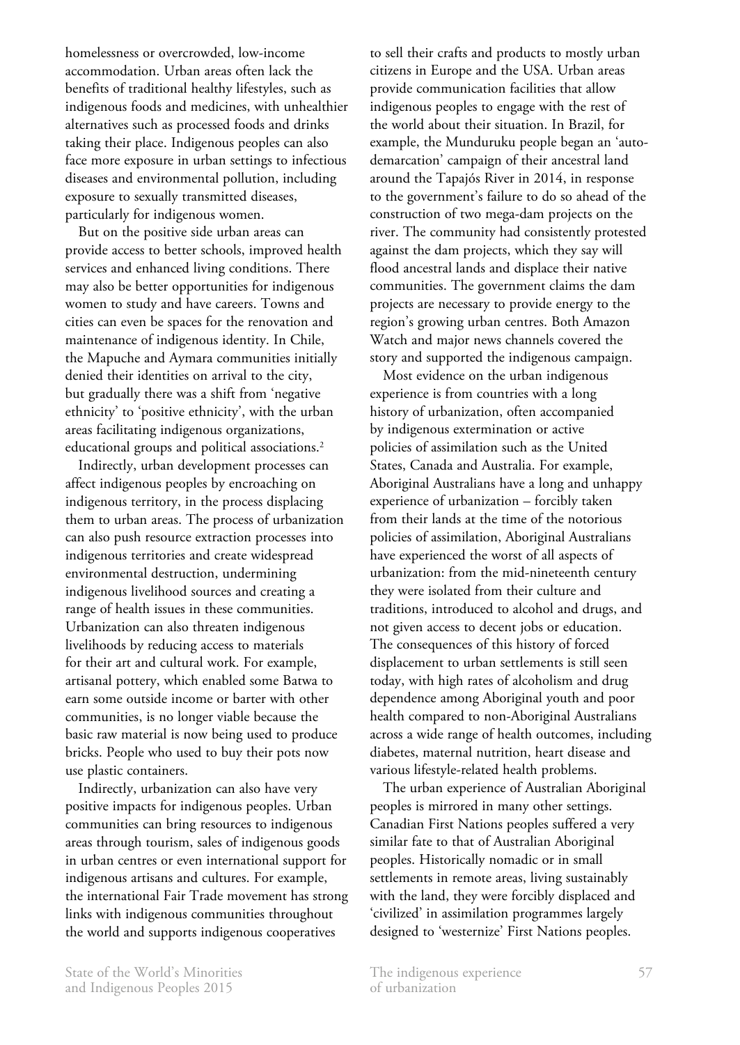homelessness or overcrowded, low-income accommodation. Urban areas often lack the benefits of traditional healthy lifestyles, such as indigenous foods and medicines, with unhealthier alternatives such as processed foods and drinks taking their place. Indigenous peoples can also face more exposure in urban settings to infectious diseases and environmental pollution, including exposure to sexually transmitted diseases, particularly for indigenous women.

But on the positive side urban areas can provide access to better schools, improved health services and enhanced living conditions. There may also be better opportunities for indigenous women to study and have careers. Towns and cities can even be spaces for the renovation and maintenance of indigenous identity. In Chile, the Mapuche and Aymara communities initially denied their identities on arrival to the city, but gradually there was a shift from 'negative ethnicity' to 'positive ethnicity', with the urban areas facilitating indigenous organizations, educational groups and political associations.[2]

Indirectly, urban development processes can affect indigenous peoples by encroaching on indigenous territory, in the process displacing them to urban areas. The process of urbanization can also push resource extraction processes into indigenous territories and create widespread environmental destruction, undermining indigenous livelihood sources and creating a range of health issues in these communities. Urbanization can also threaten indigenous livelihoods by reducing access to materials for their art and cultural work. For example, artisanal pottery, which enabled some Batwa to earn some outside income or barter with other communities, is no longer viable because the basic raw material is now being used to produce bricks. People who used to buy their pots now use plastic containers.

Indirectly, urbanization can also have very positive impacts for indigenous peoples. Urban communities can bring resources to indigenous areas through tourism, sales of indigenous goods in urban centres or even international support for indigenous artisans and cultures. For example, the international Fair Trade movement has strong links with indigenous communities throughout the world and supports indigenous cooperatives to sell their crafts and products to mostly urban citizens in Europe and the USA. Urban areas provide communication facilities that allow indigenous peoples to engage with the rest of the world about their situation. In Brazil, for example, the Munduruku people began an 'auto-demarcation' campaign of their ancestral land around the Tapajós River in 2014, in response to the government's failure to do so ahead of the construction of two mega-dam projects on the river. The community had consistently protested against the dam projects, which they say will flood ancestral lands and displace their native communities. The government claims the dam projects are necessary to provide energy to the region's growing urban centres. Both Amazon Watch and major news channels covered the story and supported the indigenous campaign.

Most evidence on the urban indigenous experience is from countries with a long history of urbanization, often accompanied by indigenous extermination or active policies of assimilation such as the United States, Canada and Australia. For example, Aboriginal Australians have a long and unhappy experience of urbanization – forcibly taken from their lands at the time of the notorious policies of assimilation, Aboriginal Australians have experienced the worst of all aspects of urbanization: from the mid-nineteenth century they were isolated from their culture and traditions, introduced to alcohol and drugs, and not given access to decent jobs or education. The consequences of this history of forced displacement to urban settlements is still seen today, with high rates of alcoholism and drug dependence among Aboriginal youth and poor health compared to non-Aboriginal Australians across a wide range of health outcomes, including diabetes, maternal nutrition, heart disease and various lifestyle-related health problems.

The urban experience of Australian Aboriginal peoples is mirrored in many other settings. Canadian First Nations peoples suffered a very similar fate to that of Australian Aboriginal peoples. Historically nomadic or in small settlements in remote areas, living sustainably with the land, they were forcibly displaced and 'civilized' in assimilation programmes largely designed to 'westernize' First Nations peoples.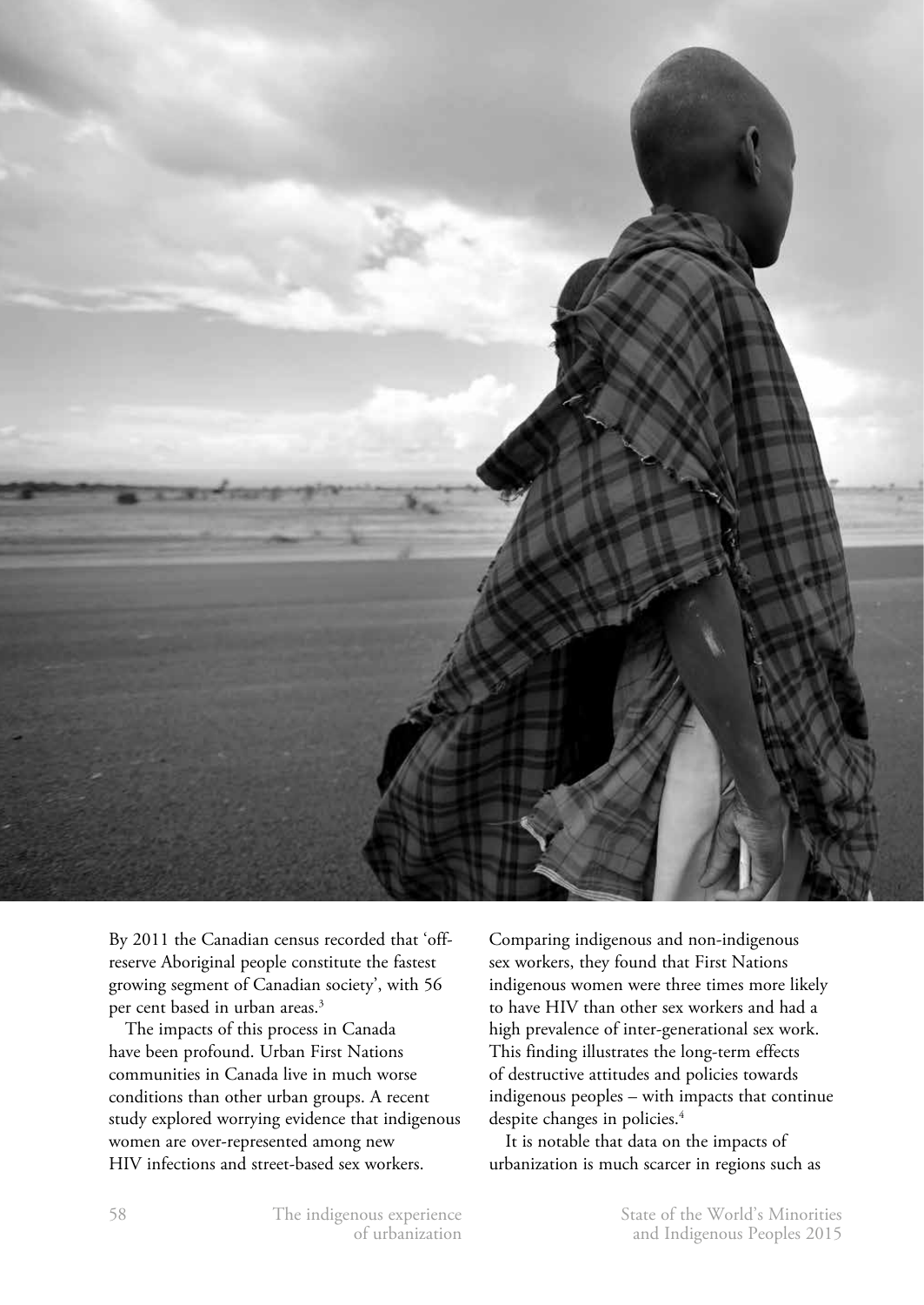By 2011 the Canadian census recorded that 'off-reserve Aboriginal people constitute the fastest growing segment of Canadian society', with 56 per cent based in urban areas.[3]

The impacts of this process in Canada have been profound. Urban First Nations communities in Canada live in much worse conditions than other urban groups. A recent study explored worrying evidence that indigenous women are over-represented among new HIV infections and street-based sex workers. Comparing indigenous and non-indigenous sex workers, they found that First Nations indigenous women were three times more likely to have HIV than other sex workers and had a high prevalence of inter-generational sex work. This finding illustrates the long-term effects of destructive attitudes and policies towards indigenous peoples – with impacts that continue despite changes in policies.[4]

It is notable that data on the impacts of urbanization is much scarcer in regions such as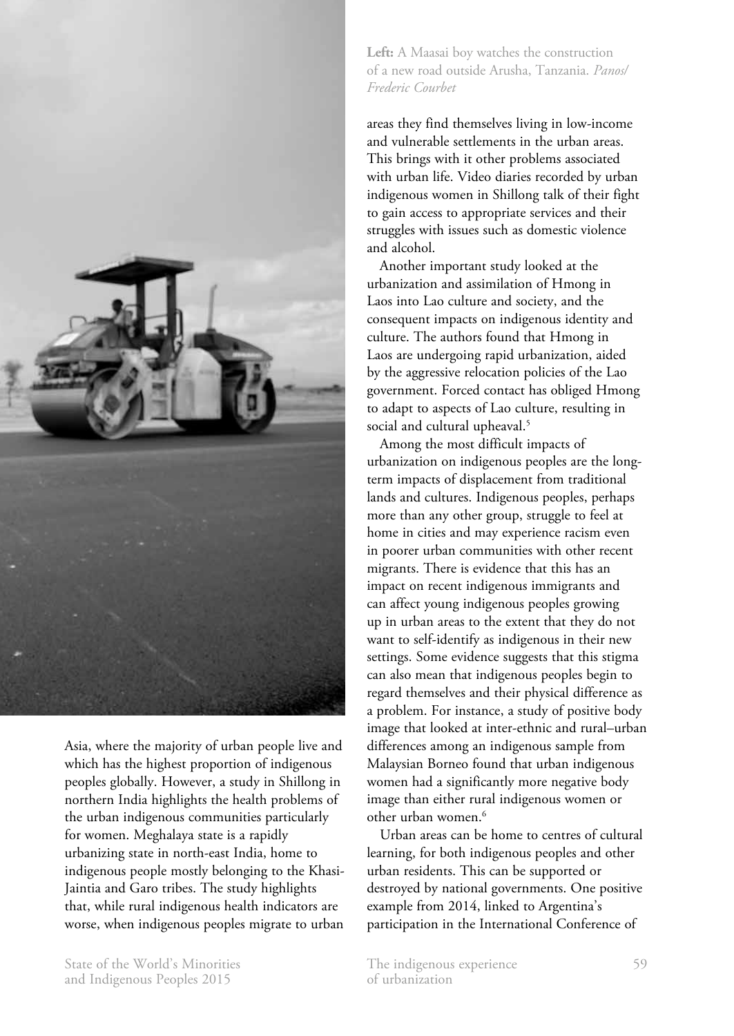**Left:** A Maasai boy watches the construction of a new road outside Arusha, Tanzania. *Panos/ Frederic Courbet*

Asia, where the majority of urban people live and which has the highest proportion of indigenous peoples globally. However, a study in Shillong in northern India highlights the health problems of the urban indigenous communities particularly for women. Meghalaya state is a rapidly urbanizing state in north-east India, home to indigenous people mostly belonging to the Khasi-Jaintia and Garo tribes. The study highlights that, while rural indigenous health indicators are worse, when indigenous peoples migrate to urban areas they find themselves living in low-income and vulnerable settlements in the urban areas. This brings with it other problems associated with urban life. Video diaries recorded by urban indigenous women in Shillong talk of their fight to gain access to appropriate services and their struggles with issues such as domestic violence and alcohol.

Another important study looked at the urbanization and assimilation of Hmong in Laos into Lao culture and society, and the consequent impacts on indigenous identity and culture. The authors found that Hmong in Laos are undergoing rapid urbanization, aided by the aggressive relocation policies of the Lao government. Forced contact has obliged Hmong to adapt to aspects of Lao culture, resulting in social and cultural upheaval.[5]

Among the most difficult impacts of urbanization on indigenous peoples are the long-term impacts of displacement from traditional lands and cultures. Indigenous peoples, perhaps more than any other group, struggle to feel at home in cities and may experience racism even in poorer urban communities with other recent migrants. There is evidence that this has an impact on recent indigenous immigrants and can affect young indigenous peoples growing up in urban areas to the extent that they do not want to self-identify as indigenous in their new settings. Some evidence suggests that this stigma can also mean that indigenous peoples begin to regard themselves and their physical difference as a problem. For instance, a study of positive body image that looked at inter-ethnic and rural–urban differences among an indigenous sample from Malaysian Borneo found that urban indigenous women had a significantly more negative body image than either rural indigenous women or other urban women.[6]

Urban areas can be home to centres of cultural learning, for both indigenous peoples and other urban residents. This can be supported or destroyed by national governments. One positive example from 2014, linked to Argentina's participation in the International Conference of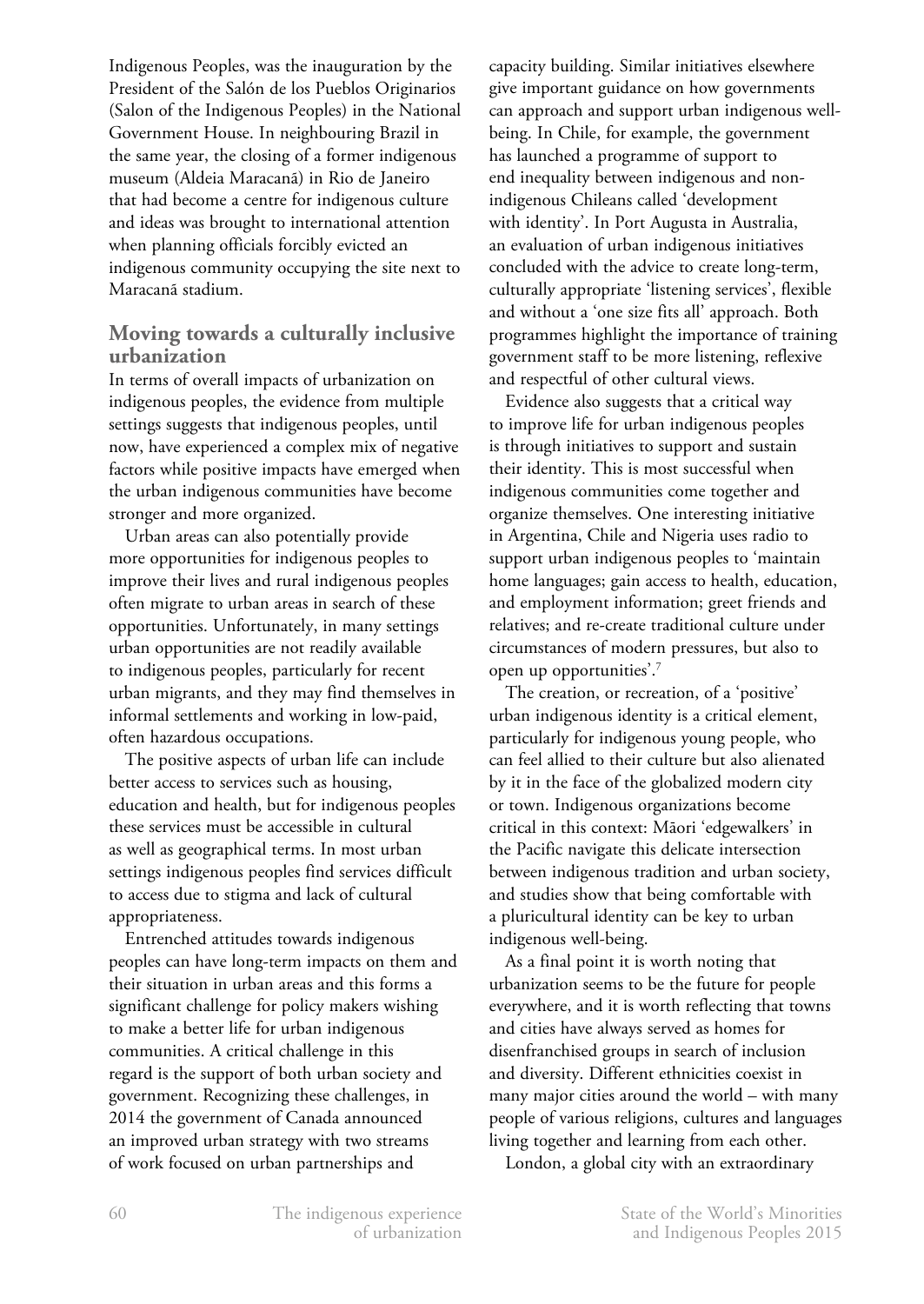Indigenous Peoples, was the inauguration by the President of the Salón de los Pueblos Originarios (Salon of the Indigenous Peoples) in the National Government House. In neighbouring Brazil in the same year, the closing of a former indigenous museum (Aldeia Maracanã) in Rio de Janeiro that had become a centre for indigenous culture and ideas was brought to international attention when planning officials forcibly evicted an indigenous community occupying the site next to Maracanã stadium.

## Moving towards a culturally inclusive urbanization

In terms of overall impacts of urbanization on indigenous peoples, the evidence from multiple settings suggests that indigenous peoples, until now, have experienced a complex mix of negative factors while positive impacts have emerged when the urban indigenous communities have become stronger and more organized.

Urban areas can also potentially provide more opportunities for indigenous peoples to improve their lives and rural indigenous peoples often migrate to urban areas in search of these opportunities. Unfortunately, in many settings urban opportunities are not readily available to indigenous peoples, particularly for recent urban migrants, and they may find themselves in informal settlements and working in low-paid, often hazardous occupations.

The positive aspects of urban life can include better access to services such as housing, education and health, but for indigenous peoples these services must be accessible in cultural as well as geographical terms. In most urban settings indigenous peoples find services difficult to access due to stigma and lack of cultural appropriateness.

Entrenched attitudes towards indigenous peoples can have long-term impacts on them and their situation in urban areas and this forms a significant challenge for policy makers wishing to make a better life for urban indigenous communities. A critical challenge in this regard is the support of both urban society and government. Recognizing these challenges, in 2014 the government of Canada announced an improved urban strategy with two streams of work focused on urban partnerships and capacity building. Similar initiatives elsewhere give important guidance on how governments can approach and support urban indigenous well-being. In Chile, for example, the government has launched a programme of support to end inequality between indigenous and non-indigenous Chileans called 'development with identity'. In Port Augusta in Australia, an evaluation of urban indigenous initiatives concluded with the advice to create long-term, culturally appropriate 'listening services', flexible and without a 'one size fits all' approach. Both programmes highlight the importance of training government staff to be more listening, reflexive and respectful of other cultural views.

Evidence also suggests that a critical way to improve life for urban indigenous peoples is through initiatives to support and sustain their identity. This is most successful when indigenous communities come together and organize themselves. One interesting initiative in Argentina, Chile and Nigeria uses radio to support urban indigenous peoples to 'maintain home languages; gain access to health, education, and employment information; greet friends and relatives; and re-create traditional culture under circumstances of modern pressures, but also to open up opportunities'.[7]

The creation, or recreation, of a 'positive' urban indigenous identity is a critical element, particularly for indigenous young people, who can feel allied to their culture but also alienated by it in the face of the globalized modern city or town. Indigenous organizations become critical in this context: Māori 'edgewalkers' in the Pacific navigate this delicate intersection between indigenous tradition and urban society, and studies show that being comfortable with a pluricultural identity can be key to urban indigenous well-being.

As a final point it is worth noting that urbanization seems to be the future for people everywhere, and it is worth reflecting that towns and cities have always served as homes for disenfranchised groups in search of inclusion and diversity. Different ethnicities coexist in many major cities around the world – with many people of various religions, cultures and languages living together and learning from each other.

London, a global city with an extraordinary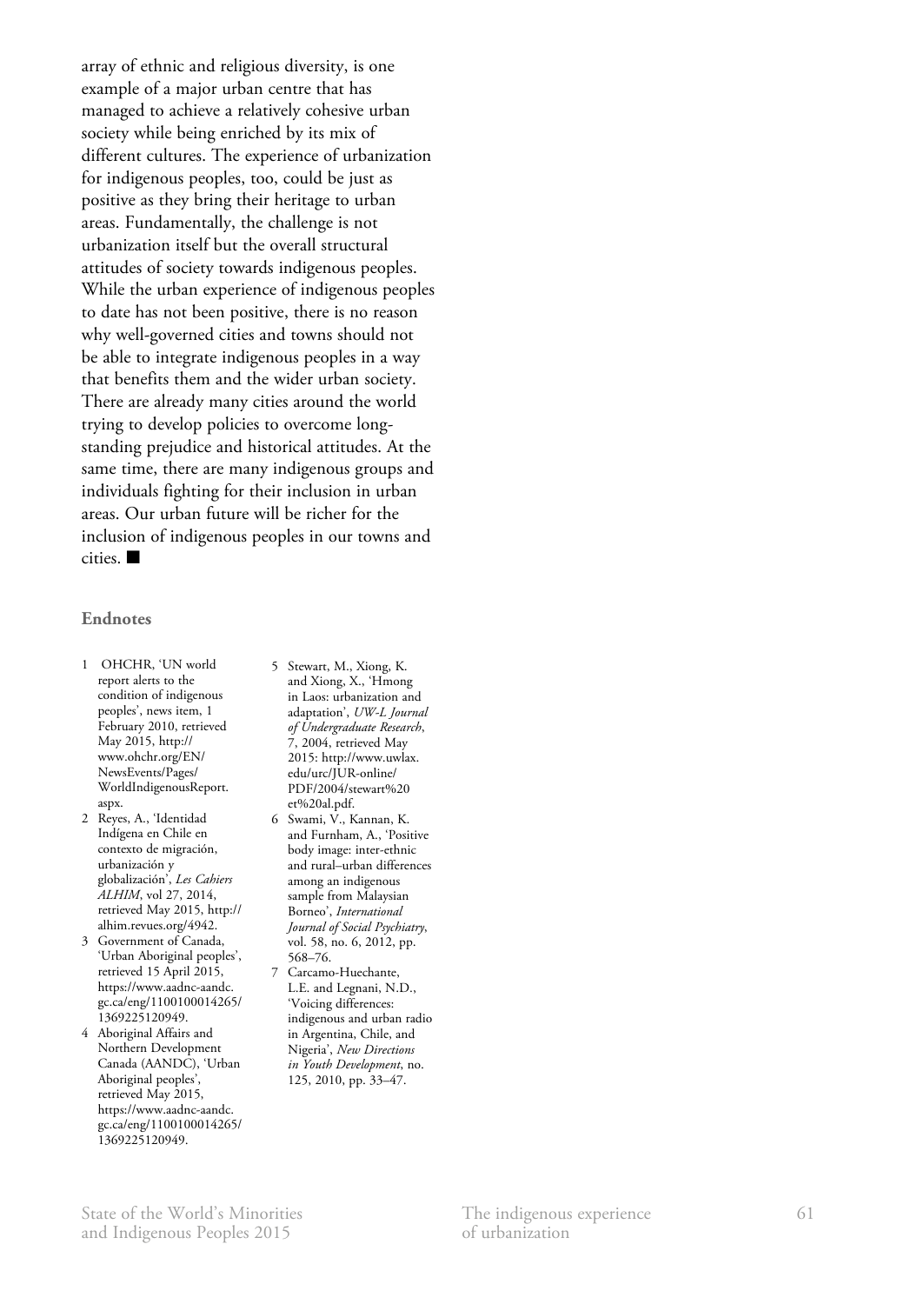array of ethnic and religious diversity, is one example of a major urban centre that has managed to achieve a relatively cohesive urban society while being enriched by its mix of different cultures. The experience of urbanization for indigenous peoples, too, could be just as positive as they bring their heritage to urban areas. Fundamentally, the challenge is not urbanization itself but the overall structural attitudes of society towards indigenous peoples. While the urban experience of indigenous peoples to date has not been positive, there is no reason why well-governed cities and towns should not be able to integrate indigenous peoples in a way that benefits them and the wider urban society. There are already many cities around the world trying to develop policies to overcome long-standing prejudice and historical attitudes. At the same time, there are many indigenous groups and individuals fighting for their inclusion in urban areas. Our urban future will be richer for the inclusion of indigenous peoples in our towns and cities. ■

### Endnotes

1. OHCHR, 'UN world report alerts to the condition of indigenous peoples', news item, 1 February 2010, retrieved May 2015, http://www.ohchr.org/EN/NewsEvents/Pages/WorldIndigenousReport.aspx.
2. Reyes, A., 'Identidad Indígena en Chile en contexto de migración, urbanización y globalización', *Les Cahiers ALHIM*, vol 27, 2014, retrieved May 2015, http://alhim.revues.org/4942.
3. Government of Canada, 'Urban Aboriginal peoples', retrieved 15 April 2015, https://www.aadnc-aandc.gc.ca/eng/1100100014265/1369225120949.
4. Aboriginal Affairs and Northern Development Canada (AANDC), 'Urban Aboriginal peoples', retrieved May 2015, https://www.aadnc-aandc.gc.ca/eng/1100100014265/1369225120949.
5. Stewart, M., Xiong, K. and Xiong, X., 'Hmong in Laos: urbanization and adaptation', *UW-L Journal of Undergraduate Research*, 7, 2004, retrieved May 2015: http://www.uwlax.edu/urc/JUR-online/PDF/2004/stewart%20et%20al.pdf.
6. Swami, V., Kannan, K. and Furnham, A., 'Positive body image: inter-ethnic and rural–urban differences among an indigenous sample from Malaysian Borneo', *International Journal of Social Psychiatry*, vol. 58, no. 6, 2012, pp. 568–76.
7. Carcamo-Huechante, L.E. and Legnani, N.D., 'Voicing differences: indigenous and urban radio in Argentina, Chile, and Nigeria', *New Directions in Youth Development*, no. 125, 2010, pp. 33–47.